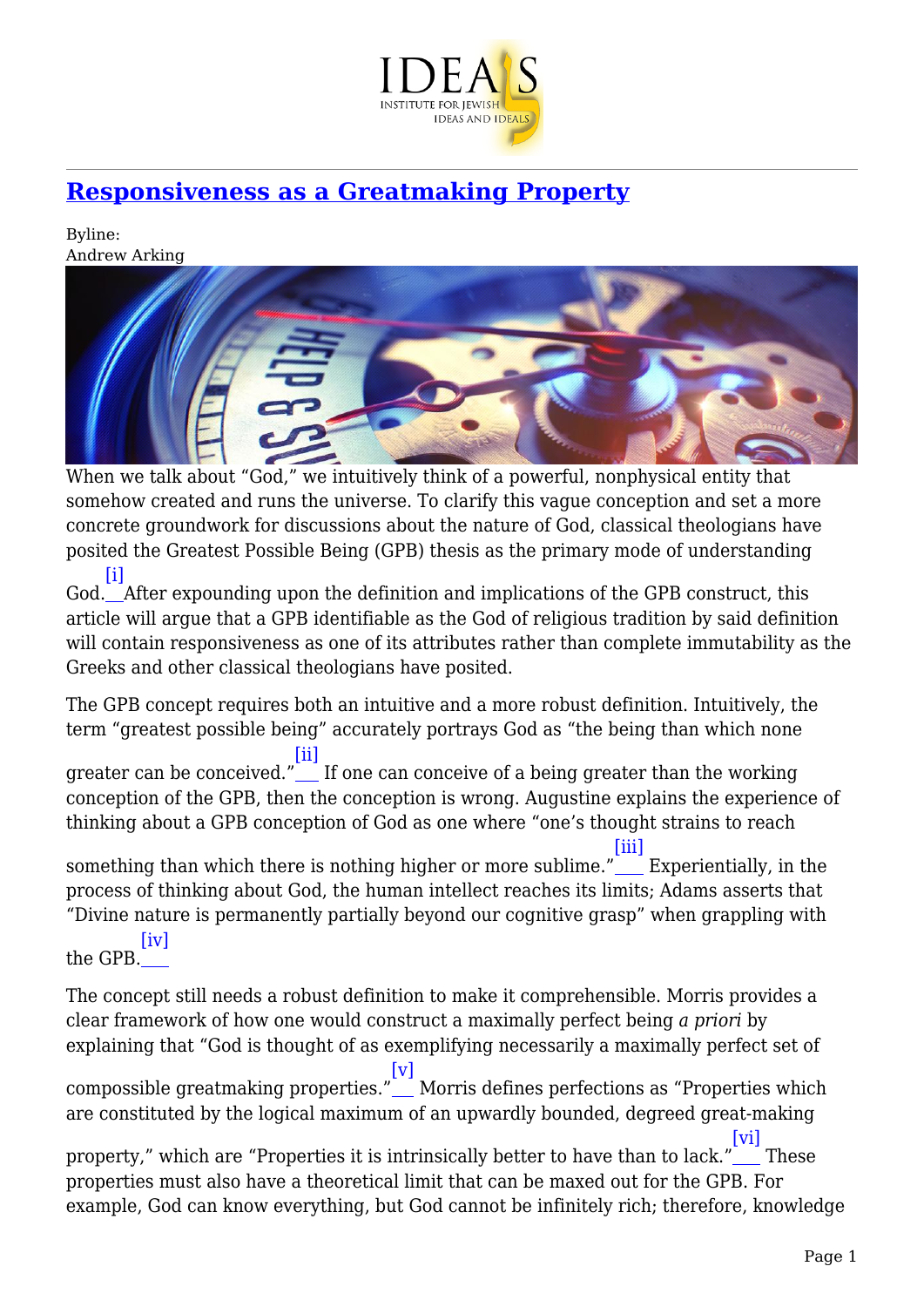# Responsiveness as a Greatmaking Property

Byline:
Andrew Arking

When we talk about "God," we intuitively think of a powerful, nonphysical entity that somehow created and runs the universe. To clarify this vague conception and set a more concrete groundwork for discussions about the nature of God, classical theologians have posited the Greatest Possible Being (GPB) thesis as the primary mode of understanding God.[i] After expounding upon the definition and implications of the GPB construct, this article will argue that a GPB identifiable as the God of religious tradition by said definition will contain responsiveness as one of its attributes rather than complete immutability as the Greeks and other classical theologians have posited.

The GPB concept requires both an intuitive and a more robust definition. Intuitively, the term "greatest possible being" accurately portrays God as "the being than which none greater can be conceived."[ii] If one can conceive of a being greater than the working conception of the GPB, then the conception is wrong. Augustine explains the experience of thinking about a GPB conception of God as one where "one's thought strains to reach something than which there is nothing higher or more sublime."[iii] Experientially, in the process of thinking about God, the human intellect reaches its limits; Adams asserts that "Divine nature is permanently partially beyond our cognitive grasp" when grappling with the GPB.[iv]

The concept still needs a robust definition to make it comprehensible. Morris provides a clear framework of how one would construct a maximally perfect being *a priori* by explaining that "God is thought of as exemplifying necessarily a maximally perfect set of compossible greatmaking properties."[v] Morris defines perfections as "Properties which are constituted by the logical maximum of an upwardly bounded, degreed great-making property," which are "Properties it is intrinsically better to have than to lack."[vi] These properties must also have a theoretical limit that can be maxed out for the GPB. For example, God can know everything, but God cannot be infinitely rich; therefore, knowledge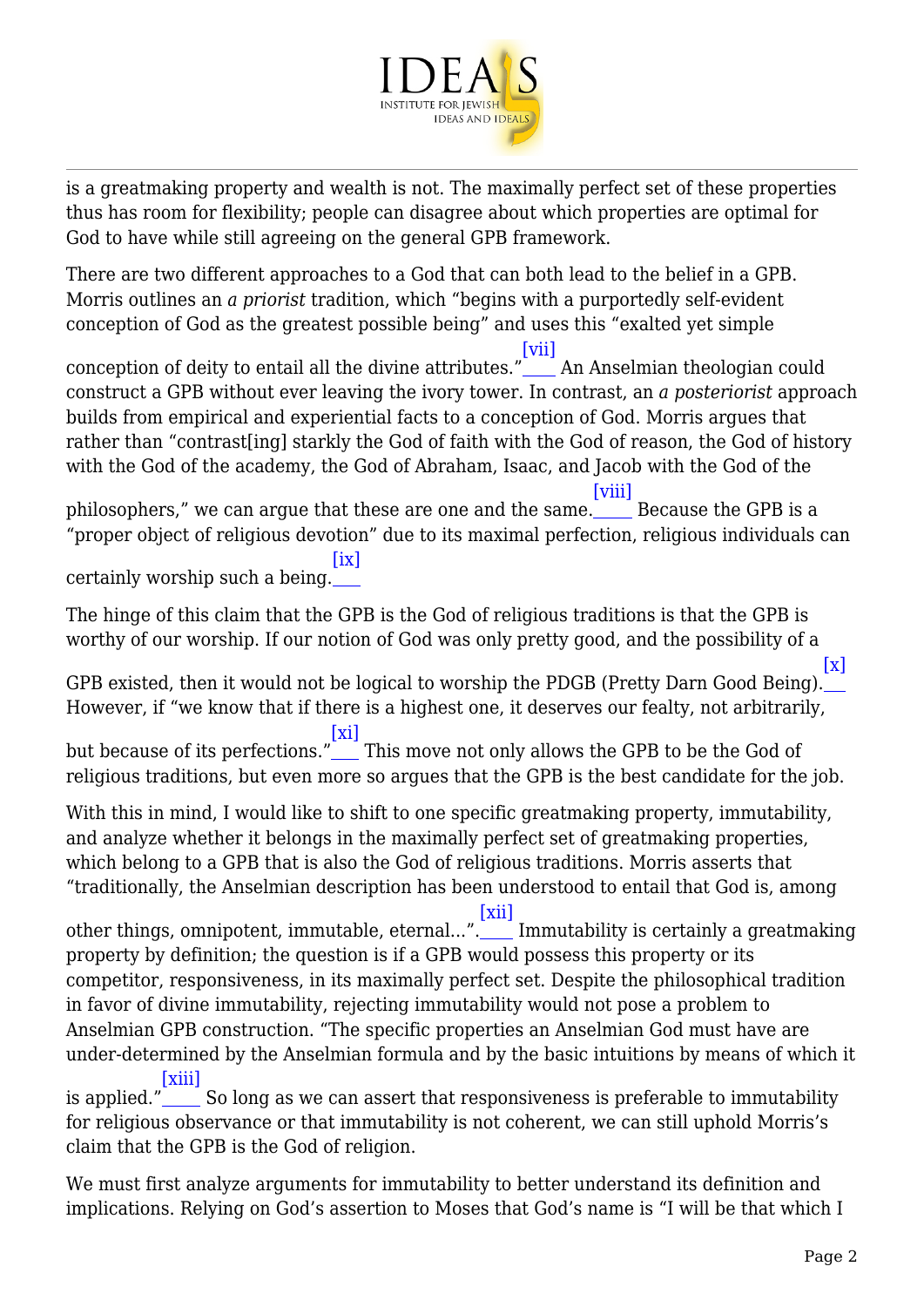is a greatmaking property and wealth is not. The maximally perfect set of these properties thus has room for flexibility; people can disagree about which properties are optimal for God to have while still agreeing on the general GPB framework.

There are two different approaches to a God that can both lead to the belief in a GPB. Morris outlines an *a priorist* tradition, which "begins with a purportedly self-evident conception of God as the greatest possible being" and uses this "exalted yet simple conception of deity to entail all the divine attributes."[vii] An Anselmian theologian could construct a GPB without ever leaving the ivory tower. In contrast, an *a posteriorist* approach builds from empirical and experiential facts to a conception of God. Morris argues that rather than "contrast[ing] starkly the God of faith with the God of reason, the God of history with the God of the academy, the God of Abraham, Isaac, and Jacob with the God of the philosophers," we can argue that these are one and the same.[viii] Because the GPB is a "proper object of religious devotion" due to its maximal perfection, religious individuals can certainly worship such a being.[ix]

The hinge of this claim that the GPB is the God of religious traditions is that the GPB is worthy of our worship. If our notion of God was only pretty good, and the possibility of a GPB existed, then it would not be logical to worship the PDGB (Pretty Darn Good Being).[x] However, if "we know that if there is a highest one, it deserves our fealty, not arbitrarily, but because of its perfections."[xi] This move not only allows the GPB to be the God of religious traditions, but even more so argues that the GPB is the best candidate for the job.

With this in mind, I would like to shift to one specific greatmaking property, immutability, and analyze whether it belongs in the maximally perfect set of greatmaking properties, which belong to a GPB that is also the God of religious traditions. Morris asserts that "traditionally, the Anselmian description has been understood to entail that God is, among other things, omnipotent, immutable, eternal...".[xii] Immutability is certainly a greatmaking property by definition; the question is if a GPB would possess this property or its competitor, responsiveness, in its maximally perfect set. Despite the philosophical tradition in favor of divine immutability, rejecting immutability would not pose a problem to Anselmian GPB construction. "The specific properties an Anselmian God must have are under-determined by the Anselmian formula and by the basic intuitions by means of which it is applied."[xiii] So long as we can assert that responsiveness is preferable to immutability for religious observance or that immutability is not coherent, we can still uphold Morris's claim that the GPB is the God of religion.

We must first analyze arguments for immutability to better understand its definition and implications. Relying on God's assertion to Moses that God's name is "I will be that which I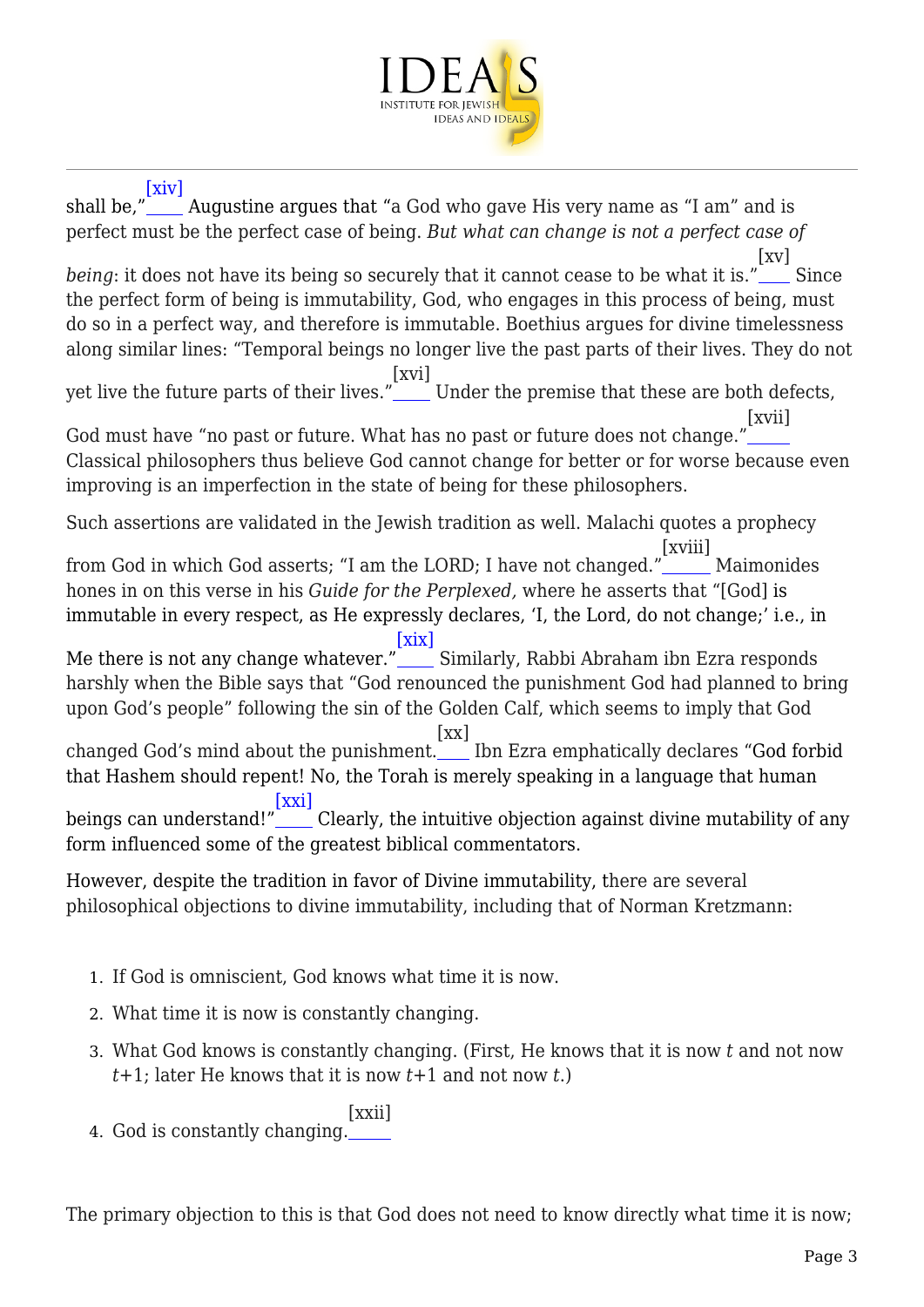shall be,”[xiv] Augustine argues that “a God who gave His very name as “I am” and is perfect must be the perfect case of being. *But what can change is not a perfect case of being*: it does not have its being so securely that it cannot cease to be what it is.”[xv] Since the perfect form of being is immutability, God, who engages in this process of being, must do so in a perfect way, and therefore is immutable. Boethius argues for divine timelessness along similar lines: “Temporal beings no longer live the past parts of their lives. They do not yet live the future parts of their lives.”[xvi] Under the premise that these are both defects, God must have “no past or future. What has no past or future does not change.”[xvii] Classical philosophers thus believe God cannot change for better or for worse because even improving is an imperfection in the state of being for these philosophers.

Such assertions are validated in the Jewish tradition as well. Malachi quotes a prophecy from God in which God asserts; “I am the LORD; I have not changed.”[xviii] Maimonides hones in on this verse in his *Guide for the Perplexed,* where he asserts that “[God] is immutable in every respect, as He expressly declares, ‘I, the Lord, do not change;’ i.e., in Me there is not any change whatever.”[xix] Similarly, Rabbi Abraham ibn Ezra responds harshly when the Bible says that “God renounced the punishment God had planned to bring upon God’s people” following the sin of the Golden Calf, which seems to imply that God changed God’s mind about the punishment.[xx] Ibn Ezra emphatically declares “God forbid that Hashem should repent! No, the Torah is merely speaking in a language that human beings can understand!”[xxi] Clearly, the intuitive objection against divine mutability of any form influenced some of the greatest biblical commentators.

However, despite the tradition in favor of Divine immutability, there are several philosophical objections to divine immutability, including that of Norman Kretzmann:

1. If God is omniscient, God knows what time it is now.
2. What time it is now is constantly changing.
3. What God knows is constantly changing. (First, He knows that it is now $t$ and not now $t$+1; later He knows that it is now $t$+1 and not now $t$.)
4. God is constantly changing.[xxii]

The primary objection to this is that God does not need to know directly what time it is now;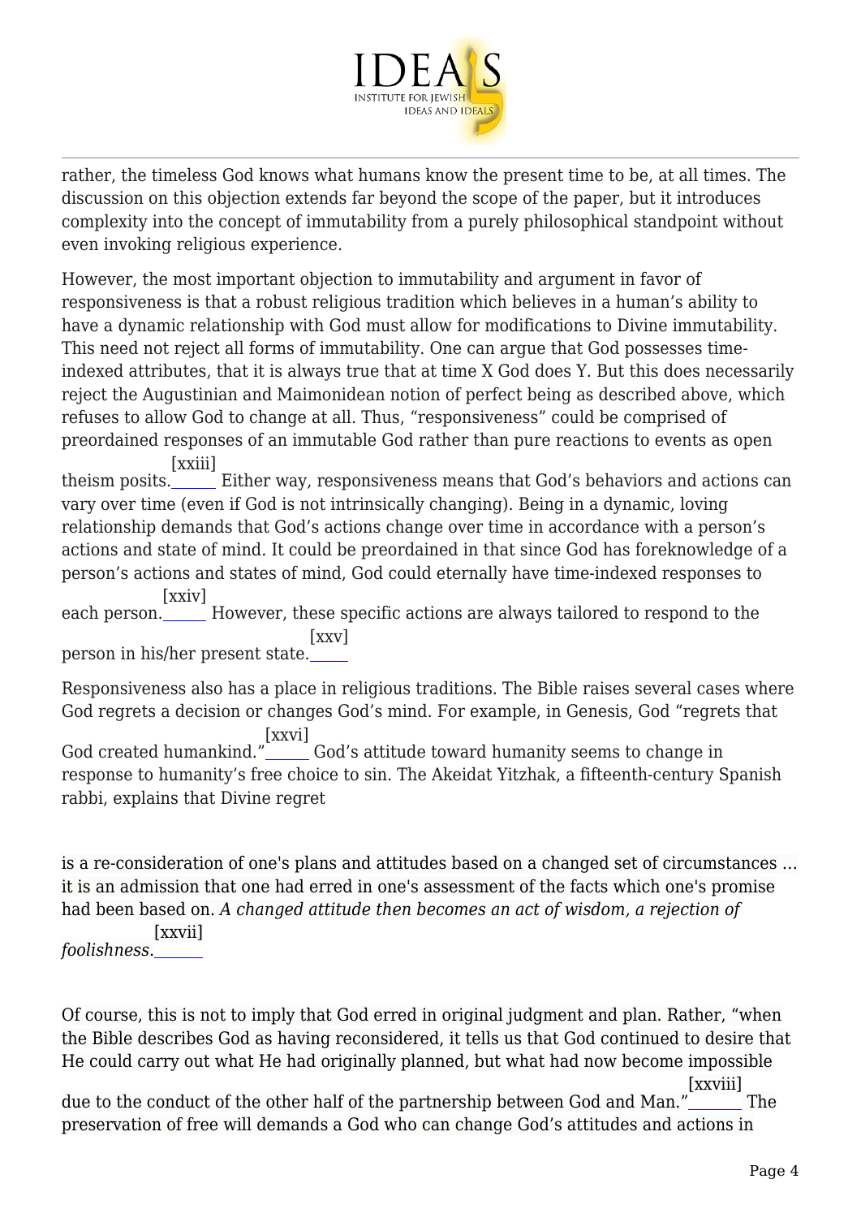rather, the timeless God knows what humans know the present time to be, at all times. The discussion on this objection extends far beyond the scope of the paper, but it introduces complexity into the concept of immutability from a purely philosophical standpoint without even invoking religious experience.

However, the most important objection to immutability and argument in favor of responsiveness is that a robust religious tradition which believes in a human's ability to have a dynamic relationship with God must allow for modifications to Divine immutability. This need not reject all forms of immutability. One can argue that God possesses time-indexed attributes, that it is always true that at time X God does Y. But this does necessarily reject the Augustinian and Maimonidean notion of perfect being as described above, which refuses to allow God to change at all. Thus, "responsiveness" could be comprised of preordained responses of an immutable God rather than pure reactions to events as open theism posits.[xxiii] Either way, responsiveness means that God's behaviors and actions can vary over time (even if God is not intrinsically changing). Being in a dynamic, loving relationship demands that God's actions change over time in accordance with a person's actions and state of mind. It could be preordained in that since God has foreknowledge of a person's actions and states of mind, God could eternally have time-indexed responses to each person.[xxiv] However, these specific actions are always tailored to respond to the person in his/her present state.[xxv]

Responsiveness also has a place in religious traditions. The Bible raises several cases where God regrets a decision or changes God's mind. For example, in Genesis, God "regrets that God created humankind."[xxvi] God's attitude toward humanity seems to change in response to humanity's free choice to sin. The Akeidat Yitzhak, a fifteenth-century Spanish rabbi, explains that Divine regret

> is a re-consideration of one's plans and attitudes based on a changed set of circumstances … it is an admission that one had erred in one's assessment of the facts which one's promise had been based on. *A changed attitude then becomes an act of wisdom, a rejection of foolishness.*[xxvii]

Of course, this is not to imply that God erred in original judgment and plan. Rather, "when the Bible describes God as having reconsidered, it tells us that God continued to desire that He could carry out what He had originally planned, but what had now become impossible due to the conduct of the other half of the partnership between God and Man."[xxviii] The preservation of free will demands a God who can change God's attitudes and actions in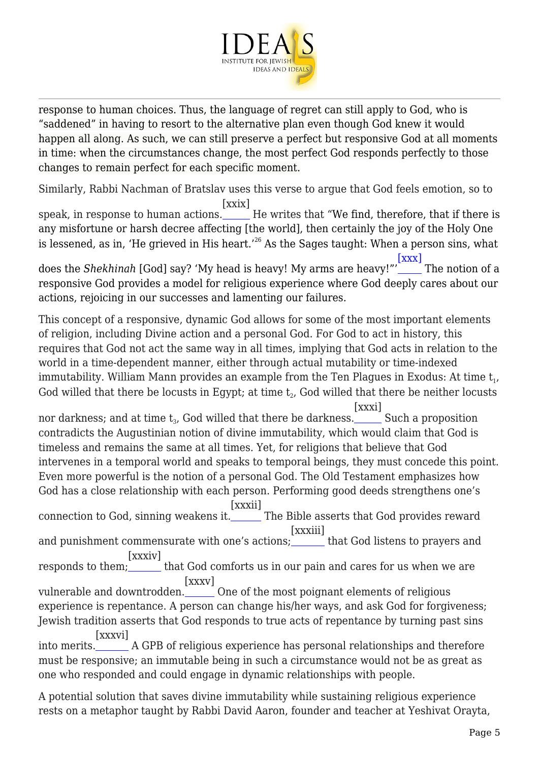response to human choices. Thus, the language of regret can still apply to God, who is "saddened" in having to resort to the alternative plan even though God knew it would happen all along. As such, we can still preserve a perfect but responsive God at all moments in time: when the circumstances change, the most perfect God responds perfectly to those changes to remain perfect for each specific moment.

Similarly, Rabbi Nachman of Bratslav uses this verse to argue that God feels emotion, so to speak, in response to human actions.[xxix] He writes that "We find, therefore, that if there is any misfortune or harsh decree affecting [the world], then certainly the joy of the Holy One is lessened, as in, 'He grieved in His heart.'[26] As the Sages taught: When a person sins, what does the *Shekhinah* [God] say? 'My head is heavy! My arms are heavy!'"'[xxx] The notion of a responsive God provides a model for religious experience where God deeply cares about our actions, rejoicing in our successes and lamenting our failures.

This concept of a responsive, dynamic God allows for some of the most important elements of religion, including Divine action and a personal God. For God to act in history, this requires that God not act the same way in all times, implying that God acts in relation to the world in a time-dependent manner, either through actual mutability or time-indexed immutability. William Mann provides an example from the Ten Plagues in Exodus: At time $t_1$, God willed that there be locusts in Egypt; at time $t_2$, God willed that there be neither locusts nor darkness; and at time $t_3$, God willed that there be darkness.[xxxi] Such a proposition contradicts the Augustinian notion of divine immutability, which would claim that God is timeless and remains the same at all times. Yet, for religions that believe that God intervenes in a temporal world and speaks to temporal beings, they must concede this point. Even more powerful is the notion of a personal God. The Old Testament emphasizes how God has a close relationship with each person. Performing good deeds strengthens one's connection to God, sinning weakens it.[xxxii] The Bible asserts that God provides reward and punishment commensurate with one's actions;[xxxiii] that God listens to prayers and responds to them;[xxxiv] that God comforts us in our pain and cares for us when we are vulnerable and downtrodden.[xxxv] One of the most poignant elements of religious experience is repentance. A person can change his/her ways, and ask God for forgiveness; Jewish tradition asserts that God responds to true acts of repentance by turning past sins into merits.[xxxvi] A GPB of religious experience has personal relationships and therefore must be responsive; an immutable being in such a circumstance would not be as great as one who responded and could engage in dynamic relationships with people.

A potential solution that saves divine immutability while sustaining religious experience rests on a metaphor taught by Rabbi David Aaron, founder and teacher at Yeshivat Orayta,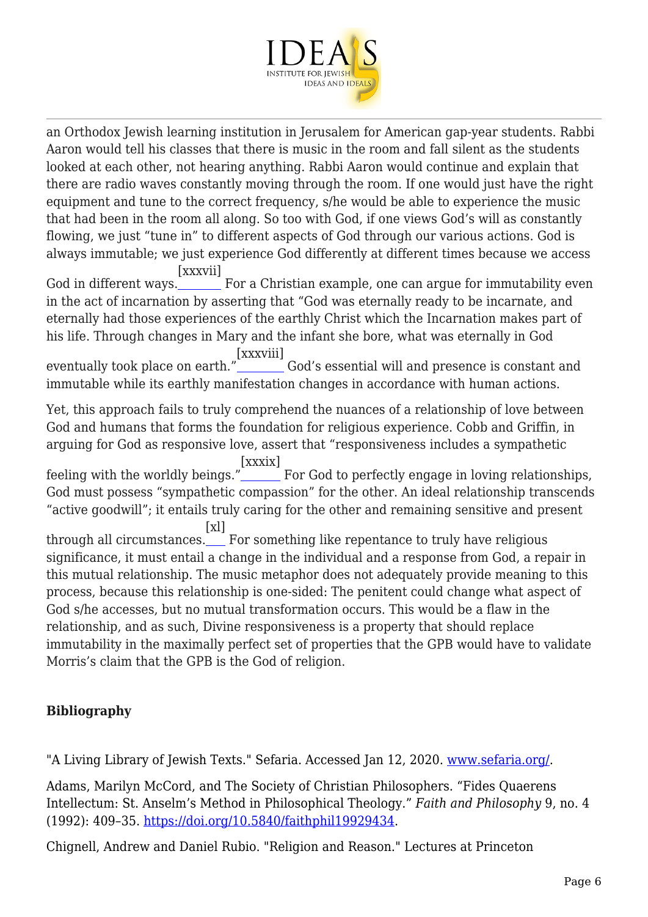an Orthodox Jewish learning institution in Jerusalem for American gap-year students. Rabbi Aaron would tell his classes that there is music in the room and fall silent as the students looked at each other, not hearing anything. Rabbi Aaron would continue and explain that there are radio waves constantly moving through the room. If one would just have the right equipment and tune to the correct frequency, s/he would be able to experience the music that had been in the room all along. So too with God, if one views God's will as constantly flowing, we just "tune in" to different aspects of God through our various actions. God is always immutable; we just experience God differently at different times because we access God in different ways.[xxxvii] For a Christian example, one can argue for immutability even in the act of incarnation by asserting that "God was eternally ready to be incarnate, and eternally had those experiences of the earthly Christ which the Incarnation makes part of his life. Through changes in Mary and the infant she bore, what was eternally in God eventually took place on earth."[xxxviii] God's essential will and presence is constant and immutable while its earthly manifestation changes in accordance with human actions.

Yet, this approach fails to truly comprehend the nuances of a relationship of love between God and humans that forms the foundation for religious experience. Cobb and Griffin, in arguing for God as responsive love, assert that "responsiveness includes a sympathetic feeling with the worldly beings."[xxxix] For God to perfectly engage in loving relationships, God must possess "sympathetic compassion" for the other. An ideal relationship transcends "active goodwill"; it entails truly caring for the other and remaining sensitive and present through all circumstances.[xl] For something like repentance to truly have religious significance, it must entail a change in the individual and a response from God, a repair in this mutual relationship. The music metaphor does not adequately provide meaning to this process, because this relationship is one-sided: The penitent could change what aspect of God s/he accesses, but no mutual transformation occurs. This would be a flaw in the relationship, and as such, Divine responsiveness is a property that should replace immutability in the maximally perfect set of properties that the GPB would have to validate Morris's claim that the GPB is the God of religion.

**Bibliography**

"A Living Library of Jewish Texts." Sefaria. Accessed Jan 12, 2020. www.sefaria.org/.

Adams, Marilyn McCord, and The Society of Christian Philosophers. "Fides Quaerens Intellectum: St. Anselm's Method in Philosophical Theology." *Faith and Philosophy* 9, no. 4 (1992): 409–35. https://doi.org/10.5840/faithphil19929434.

Chignell, Andrew and Daniel Rubio. "Religion and Reason." Lectures at Princeton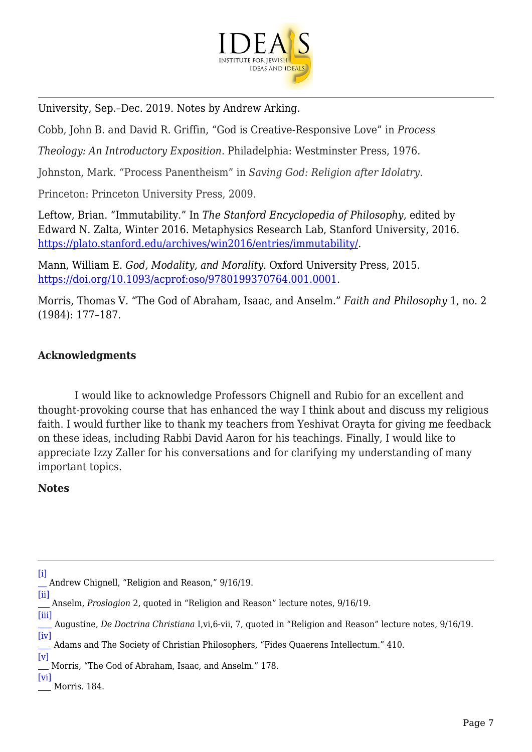University, Sep.–Dec. 2019. Notes by Andrew Arking.

Cobb, John B. and David R. Griffin, "God is Creative-Responsive Love" in *Process Theology: An Introductory Exposition.* Philadelphia: Westminster Press, 1976.

Johnston, Mark. "Process Panentheism" in *Saving God: Religion after Idolatry*. Princeton: Princeton University Press, 2009.

Leftow, Brian. "Immutability." In *The Stanford Encyclopedia of Philosophy*, edited by Edward N. Zalta, Winter 2016. Metaphysics Research Lab, Stanford University, 2016. https://plato.stanford.edu/archives/win2016/entries/immutability/.

Mann, William E. *God, Modality, and Morality*. Oxford University Press, 2015. https://doi.org/10.1093/acprof:oso/9780199370764.001.0001.

Morris, Thomas V. "The God of Abraham, Isaac, and Anselm." *Faith and Philosophy* 1, no. 2 (1984): 177–187.

**Acknowledgments**

I would like to acknowledge Professors Chignell and Rubio for an excellent and thought-provoking course that has enhanced the way I think about and discuss my religious faith. I would further like to thank my teachers from Yeshivat Orayta for giving me feedback on these ideas, including Rabbi David Aaron for his teachings. Finally, I would like to appreciate Izzy Zaller for his conversations and for clarifying my understanding of many important topics.

**Notes**

---

[i] Andrew Chignell, "Religion and Reason," 9/16/19.

[ii] Anselm, *Proslogion* 2, quoted in "Religion and Reason" lecture notes, 9/16/19.

[iii] Augustine, *De Doctrina Christiana* I,vi,6-vii, 7, quoted in "Religion and Reason" lecture notes, 9/16/19.

[iv] Adams and The Society of Christian Philosophers, "Fides Quaerens Intellectum." 410.

[v] Morris, "The God of Abraham, Isaac, and Anselm." 178.

[vi] Morris. 184.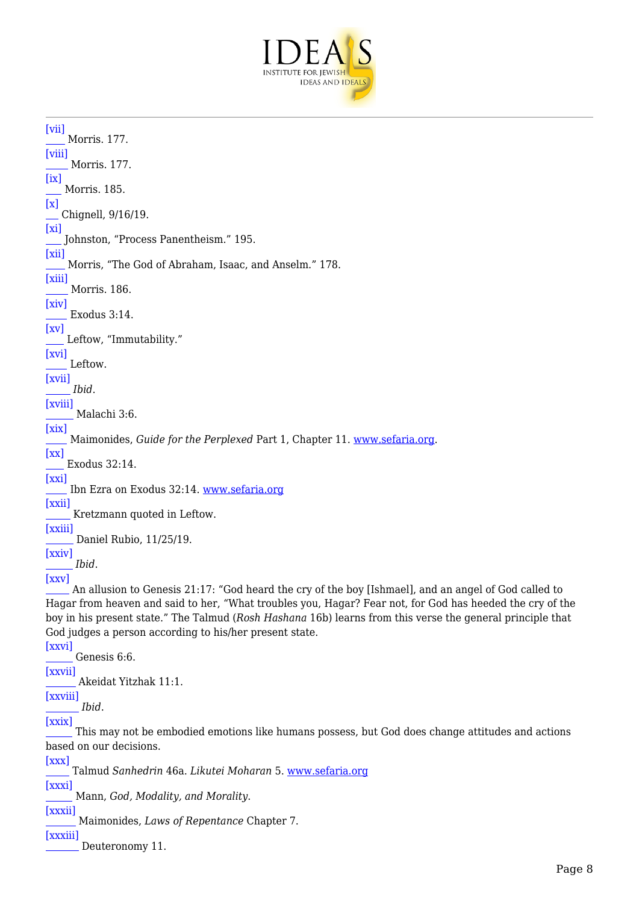[vii] Morris. 177.

[viii] Morris. 177.

[ix] Morris. 185.

[x] Chignell, 9/16/19.

[xi] Johnston, "Process Panentheism." 195.

[xii] Morris, "The God of Abraham, Isaac, and Anselm." 178.

[xiii] Morris. 186.

[xiv] Exodus 3:14.

[xv] Leftow, "Immutability."

[xvi] Leftow.

[xvii] *Ibid*.

[xviii] Malachi 3:6.

[xix] Maimonides, *Guide for the Perplexed* Part 1, Chapter 11. www.sefaria.org.

[xx] Exodus 32:14.

[xxi] Ibn Ezra on Exodus 32:14. www.sefaria.org

[xxii] Kretzmann quoted in Leftow.

[xxiii] Daniel Rubio, 11/25/19.

[xxiv] *Ibid*.

[xxv] An allusion to Genesis 21:17: "God heard the cry of the boy [Ishmael], and an angel of God called to Hagar from heaven and said to her, "What troubles you, Hagar? Fear not, for God has heeded the cry of the boy in his present state." The Talmud (*Rosh Hashana* 16b) learns from this verse the general principle that God judges a person according to his/her present state.

[xxvi] Genesis 6:6.

[xxvii] Akeidat Yitzhak 11:1.

[xxviii] *Ibid*.

[xxix] This may not be embodied emotions like humans possess, but God does change attitudes and actions based on our decisions.

[xxx] Talmud *Sanhedrin* 46a. *Likutei Moharan* 5. www.sefaria.org

[xxxi] Mann, *God, Modality, and Morality*.

[xxxii] Maimonides, *Laws of Repentance* Chapter 7.

[xxxiii] Deuteronomy 11.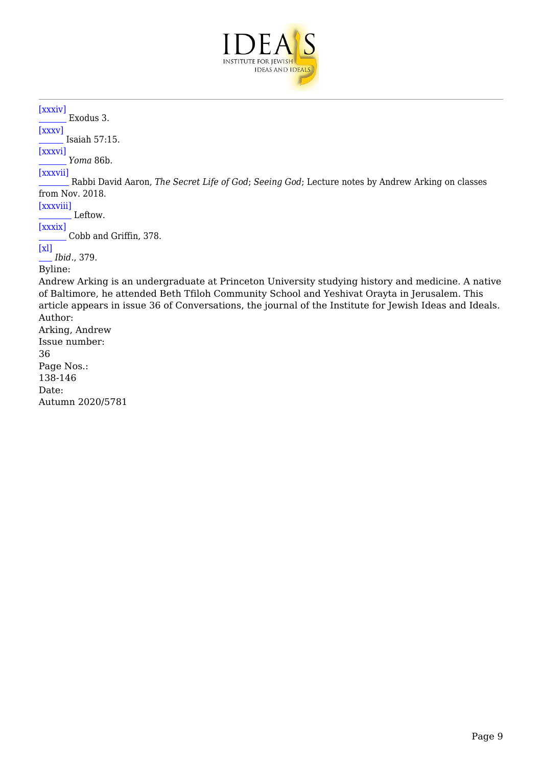[xxxiv] Exodus 3.

[xxxv] Isaiah 57:15.

[xxxvi] *Yoma* 86b.

[xxxvii] Rabbi David Aaron, *The Secret Life of God*; *Seeing God*; Lecture notes by Andrew Arking on classes from Nov. 2018.

[xxxviii] Leftow.

[xxxix] Cobb and Griffin, 378.

[xl] *Ibid*., 379.

Byline:

Andrew Arking is an undergraduate at Princeton University studying history and medicine. A native of Baltimore, he attended Beth Tfiloh Community School and Yeshivat Orayta in Jerusalem. This article appears in issue 36 of Conversations, the journal of the Institute for Jewish Ideas and Ideals.

Author:

Arking, Andrew

Issue number:

36

Page Nos.:

138-146

Date:

Autumn 2020/5781